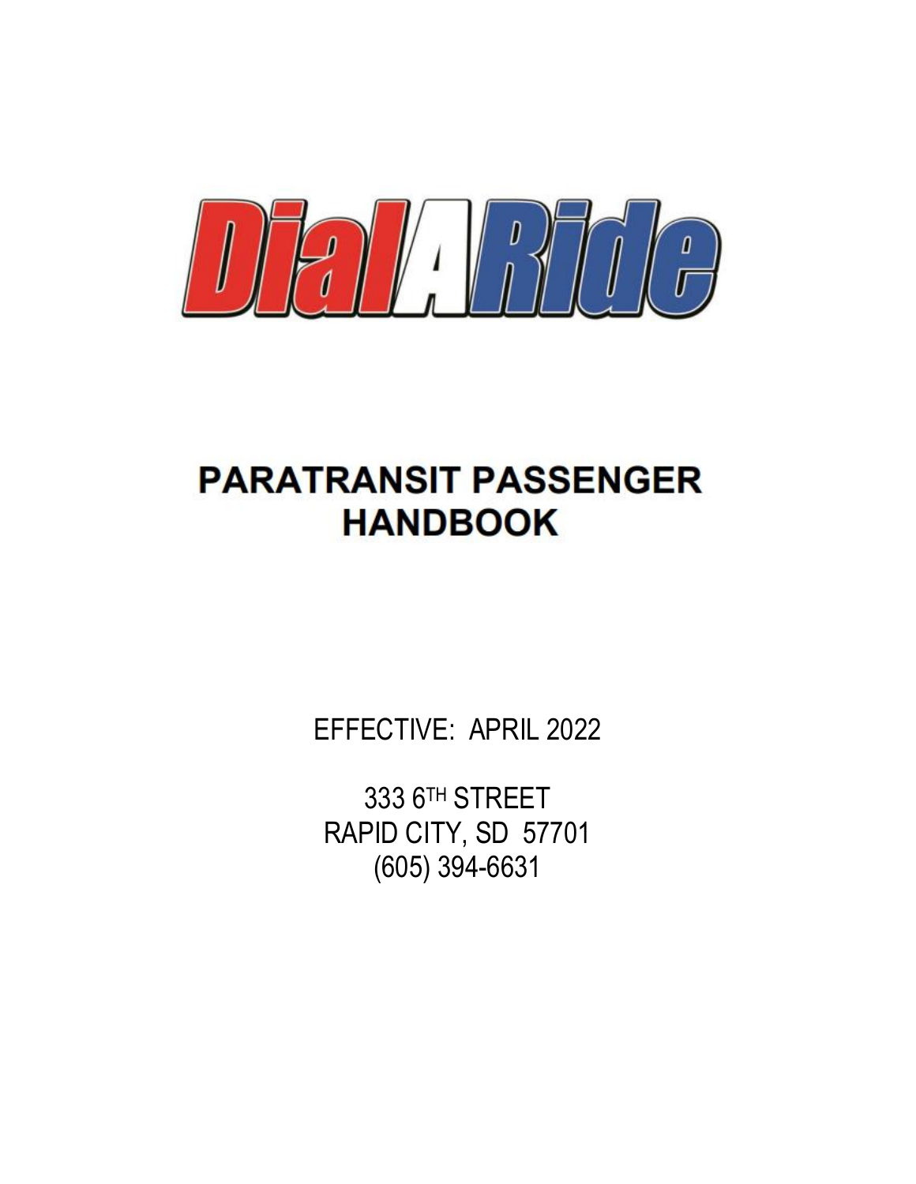# DialARide

# PARATRANSIT PASSENGER HANDBOOK

EFFECTIVE: APRIL 2022

333 6TH STREET
RAPID CITY, SD 57701
(605) 394-6631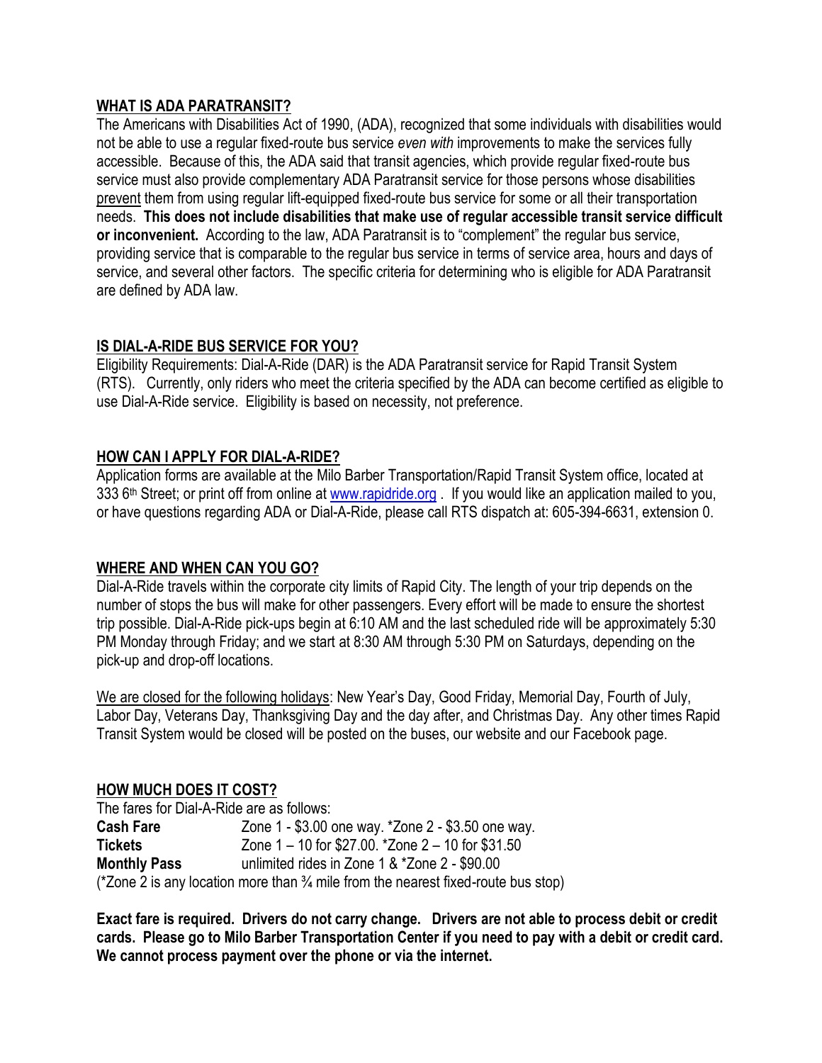## WHAT IS ADA PARATRANSIT?

The Americans with Disabilities Act of 1990, (ADA), recognized that some individuals with disabilities would not be able to use a regular fixed-route bus service *even with* improvements to make the services fully accessible. Because of this, the ADA said that transit agencies, which provide regular fixed-route bus service must also provide complementary ADA Paratransit service for those persons whose disabilities prevent them from using regular lift-equipped fixed-route bus service for some or all their transportation needs. **This does not include disabilities that make use of regular accessible transit service difficult or inconvenient.** According to the law, ADA Paratransit is to "complement" the regular bus service, providing service that is comparable to the regular bus service in terms of service area, hours and days of service, and several other factors. The specific criteria for determining who is eligible for ADA Paratransit are defined by ADA law.

## IS DIAL-A-RIDE BUS SERVICE FOR YOU?

Eligibility Requirements: Dial-A-Ride (DAR) is the ADA Paratransit service for Rapid Transit System (RTS). Currently, only riders who meet the criteria specified by the ADA can become certified as eligible to use Dial-A-Ride service. Eligibility is based on necessity, not preference.

## HOW CAN I APPLY FOR DIAL-A-RIDE?

Application forms are available at the Milo Barber Transportation/Rapid Transit System office, located at 333 6th Street; or print off from online at www.rapidride.org . If you would like an application mailed to you, or have questions regarding ADA or Dial-A-Ride, please call RTS dispatch at: 605-394-6631, extension 0.

## WHERE AND WHEN CAN YOU GO?

Dial-A-Ride travels within the corporate city limits of Rapid City. The length of your trip depends on the number of stops the bus will make for other passengers. Every effort will be made to ensure the shortest trip possible. Dial-A-Ride pick-ups begin at 6:10 AM and the last scheduled ride will be approximately 5:30 PM Monday through Friday; and we start at 8:30 AM through 5:30 PM on Saturdays, depending on the pick-up and drop-off locations.

We are closed for the following holidays: New Year's Day, Good Friday, Memorial Day, Fourth of July, Labor Day, Veterans Day, Thanksgiving Day and the day after, and Christmas Day. Any other times Rapid Transit System would be closed will be posted on the buses, our website and our Facebook page.

## HOW MUCH DOES IT COST?

The fares for Dial-A-Ride are as follows:

| | |
|---|---|
| **Cash Fare** | Zone 1 - $3.00 one way. *Zone 2 - $3.50 one way. |
| **Tickets** | Zone 1 – 10 for $27.00. *Zone 2 – 10 for $31.50 |
| **Monthly Pass** | unlimited rides in Zone 1 & *Zone 2 - $90.00 |

(*Zone 2 is any location more than ¾ mile from the nearest fixed-route bus stop)

**Exact fare is required. Drivers do not carry change. Drivers are not able to process debit or credit cards. Please go to Milo Barber Transportation Center if you need to pay with a debit or credit card. We cannot process payment over the phone or via the internet.**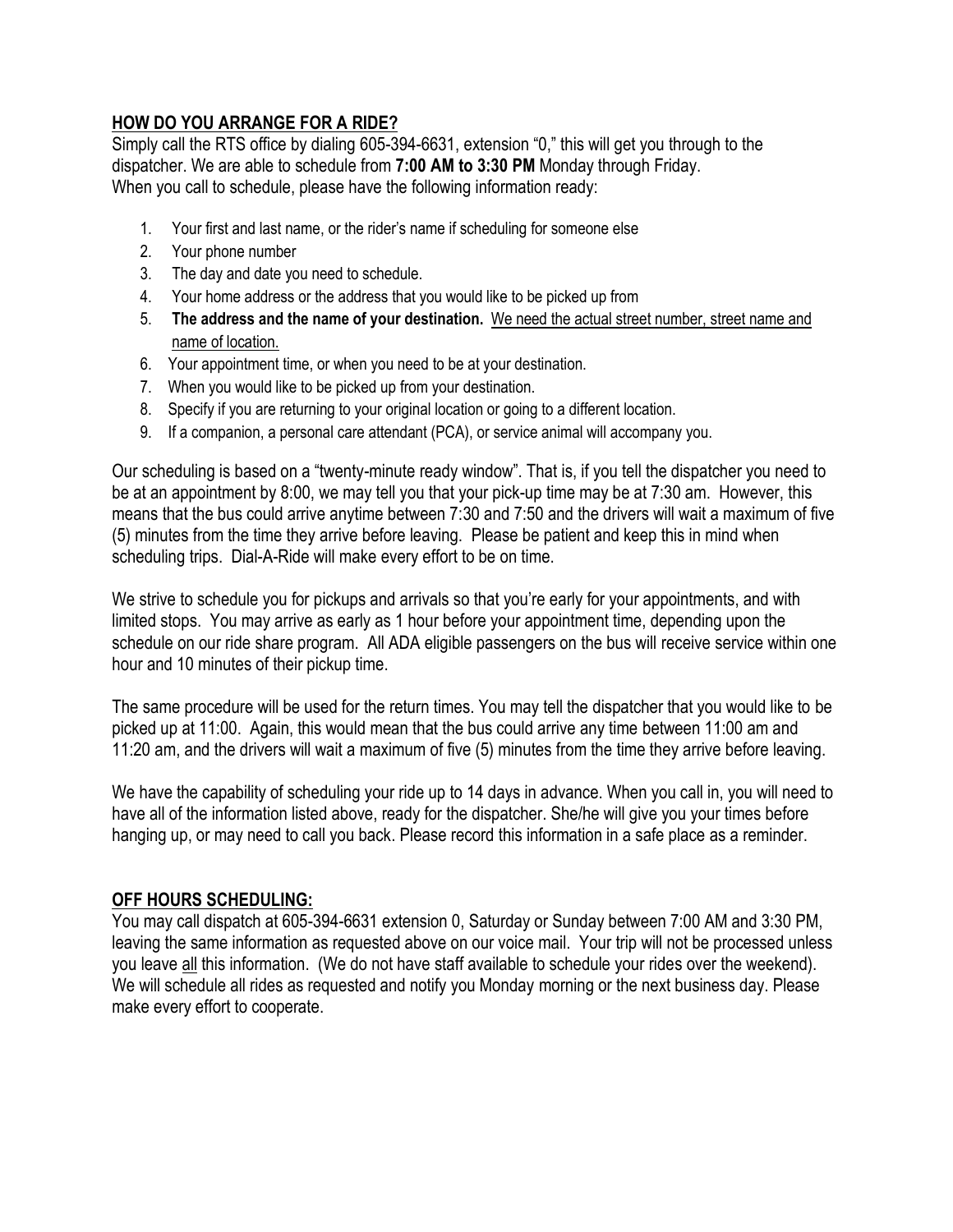## HOW DO YOU ARRANGE FOR A RIDE?

Simply call the RTS office by dialing 605-394-6631, extension "0," this will get you through to the dispatcher. We are able to schedule from **7:00 AM to 3:30 PM** Monday through Friday. When you call to schedule, please have the following information ready:

1. Your first and last name, or the rider's name if scheduling for someone else
2. Your phone number
3. The day and date you need to schedule.
4. Your home address or the address that you would like to be picked up from
5. **The address and the name of your destination.** <u>We need the actual street number, street name and name of location.</u>
6. Your appointment time, or when you need to be at your destination.
7. When you would like to be picked up from your destination.
8. Specify if you are returning to your original location or going to a different location.
9. If a companion, a personal care attendant (PCA), or service animal will accompany you.

Our scheduling is based on a "twenty-minute ready window". That is, if you tell the dispatcher you need to be at an appointment by 8:00, we may tell you that your pick-up time may be at 7:30 am. However, this means that the bus could arrive anytime between 7:30 and 7:50 and the drivers will wait a maximum of five (5) minutes from the time they arrive before leaving. Please be patient and keep this in mind when scheduling trips. Dial-A-Ride will make every effort to be on time.

We strive to schedule you for pickups and arrivals so that you're early for your appointments, and with limited stops. You may arrive as early as 1 hour before your appointment time, depending upon the schedule on our ride share program. All ADA eligible passengers on the bus will receive service within one hour and 10 minutes of their pickup time.

The same procedure will be used for the return times. You may tell the dispatcher that you would like to be picked up at 11:00. Again, this would mean that the bus could arrive any time between 11:00 am and 11:20 am, and the drivers will wait a maximum of five (5) minutes from the time they arrive before leaving.

We have the capability of scheduling your ride up to 14 days in advance. When you call in, you will need to have all of the information listed above, ready for the dispatcher. She/he will give you your times before hanging up, or may need to call you back. Please record this information in a safe place as a reminder.

## OFF HOURS SCHEDULING:

You may call dispatch at 605-394-6631 extension 0, Saturday or Sunday between 7:00 AM and 3:30 PM, leaving the same information as requested above on our voice mail. Your trip will not be processed unless you leave <u>all</u> this information. (We do not have staff available to schedule your rides over the weekend). We will schedule all rides as requested and notify you Monday morning or the next business day. Please make every effort to cooperate.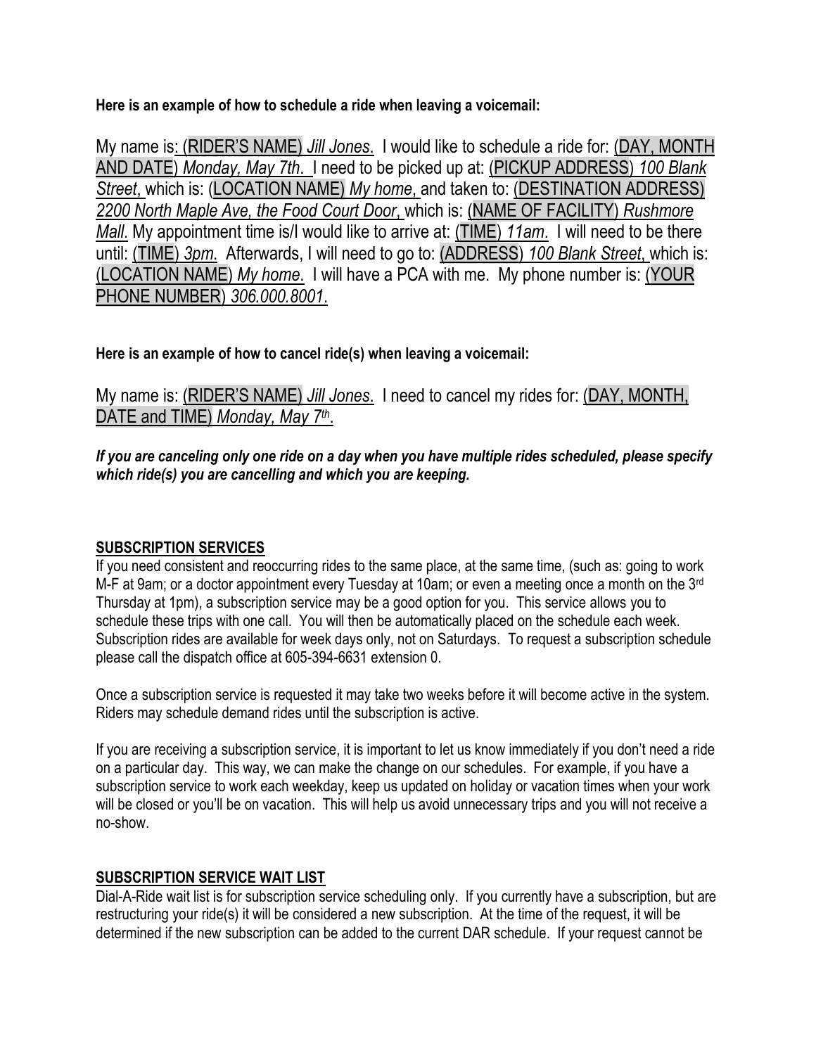**Here is an example of how to schedule a ride when leaving a voicemail:**

My name is: (RIDER'S NAME) *Jill Jones*. I would like to schedule a ride for: (DAY, MONTH AND DATE) *Monday, May 7th*. I need to be picked up at: (PICKUP ADDRESS) *100 Blank Street*, which is: (LOCATION NAME) *My home*, and taken to: (DESTINATION ADDRESS) *2200 North Maple Ave, the Food Court Door*, which is: (NAME OF FACILITY) *Rushmore Mall*. My appointment time is/I would like to arrive at: (TIME) *11am*. I will need to be there until: (TIME) *3pm*. Afterwards, I will need to go to: (ADDRESS) *100 Blank Street*, which is: (LOCATION NAME) *My home*. I will have a PCA with me. My phone number is: (YOUR PHONE NUMBER) *306.000.8001*.

**Here is an example of how to cancel ride(s) when leaving a voicemail:**

My name is: (RIDER'S NAME) *Jill Jones*. I need to cancel my rides for: (DAY, MONTH, DATE and TIME) *Monday, May 7th*.

***If you are canceling only one ride on a day when you have multiple rides scheduled, please specify which ride(s) you are cancelling and which you are keeping.***

## SUBSCRIPTION SERVICES

If you need consistent and reoccurring rides to the same place, at the same time, (such as: going to work M-F at 9am; or a doctor appointment every Tuesday at 10am; or even a meeting once a month on the 3rd Thursday at 1pm), a subscription service may be a good option for you. This service allows you to schedule these trips with one call. You will then be automatically placed on the schedule each week. Subscription rides are available for week days only, not on Saturdays. To request a subscription schedule please call the dispatch office at 605-394-6631 extension 0.

Once a subscription service is requested it may take two weeks before it will become active in the system. Riders may schedule demand rides until the subscription is active.

If you are receiving a subscription service, it is important to let us know immediately if you don't need a ride on a particular day. This way, we can make the change on our schedules. For example, if you have a subscription service to work each weekday, keep us updated on holiday or vacation times when your work will be closed or you'll be on vacation. This will help us avoid unnecessary trips and you will not receive a no-show.

## SUBSCRIPTION SERVICE WAIT LIST

Dial-A-Ride wait list is for subscription service scheduling only. If you currently have a subscription, but are restructuring your ride(s) it will be considered a new subscription. At the time of the request, it will be determined if the new subscription can be added to the current DAR schedule. If your request cannot be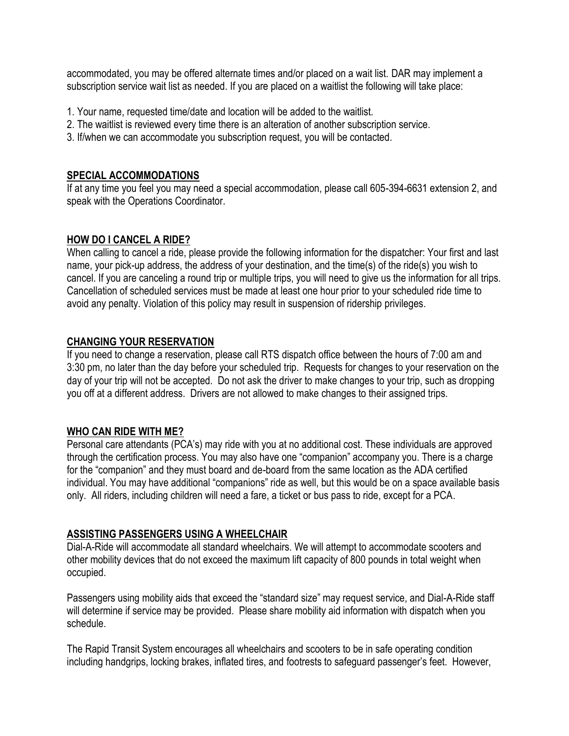accommodated, you may be offered alternate times and/or placed on a wait list. DAR may implement a subscription service wait list as needed. If you are placed on a waitlist the following will take place:

1. Your name, requested time/date and location will be added to the waitlist.
2. The waitlist is reviewed every time there is an alteration of another subscription service.
3. If/when we can accommodate you subscription request, you will be contacted.

## SPECIAL ACCOMMODATIONS

If at any time you feel you may need a special accommodation, please call 605-394-6631 extension 2, and speak with the Operations Coordinator.

## HOW DO I CANCEL A RIDE?

When calling to cancel a ride, please provide the following information for the dispatcher: Your first and last name, your pick-up address, the address of your destination, and the time(s) of the ride(s) you wish to cancel. If you are canceling a round trip or multiple trips, you will need to give us the information for all trips. Cancellation of scheduled services must be made at least one hour prior to your scheduled ride time to avoid any penalty. Violation of this policy may result in suspension of ridership privileges.

## CHANGING YOUR RESERVATION

If you need to change a reservation, please call RTS dispatch office between the hours of 7:00 am and 3:30 pm, no later than the day before your scheduled trip. Requests for changes to your reservation on the day of your trip will not be accepted. Do not ask the driver to make changes to your trip, such as dropping you off at a different address. Drivers are not allowed to make changes to their assigned trips.

## WHO CAN RIDE WITH ME?

Personal care attendants (PCA's) may ride with you at no additional cost. These individuals are approved through the certification process. You may also have one "companion" accompany you. There is a charge for the "companion" and they must board and de-board from the same location as the ADA certified individual. You may have additional "companions" ride as well, but this would be on a space available basis only. All riders, including children will need a fare, a ticket or bus pass to ride, except for a PCA.

## ASSISTING PASSENGERS USING A WHEELCHAIR

Dial-A-Ride will accommodate all standard wheelchairs. We will attempt to accommodate scooters and other mobility devices that do not exceed the maximum lift capacity of 800 pounds in total weight when occupied.

Passengers using mobility aids that exceed the "standard size" may request service, and Dial-A-Ride staff will determine if service may be provided. Please share mobility aid information with dispatch when you schedule.

The Rapid Transit System encourages all wheelchairs and scooters to be in safe operating condition including handgrips, locking brakes, inflated tires, and footrests to safeguard passenger's feet. However,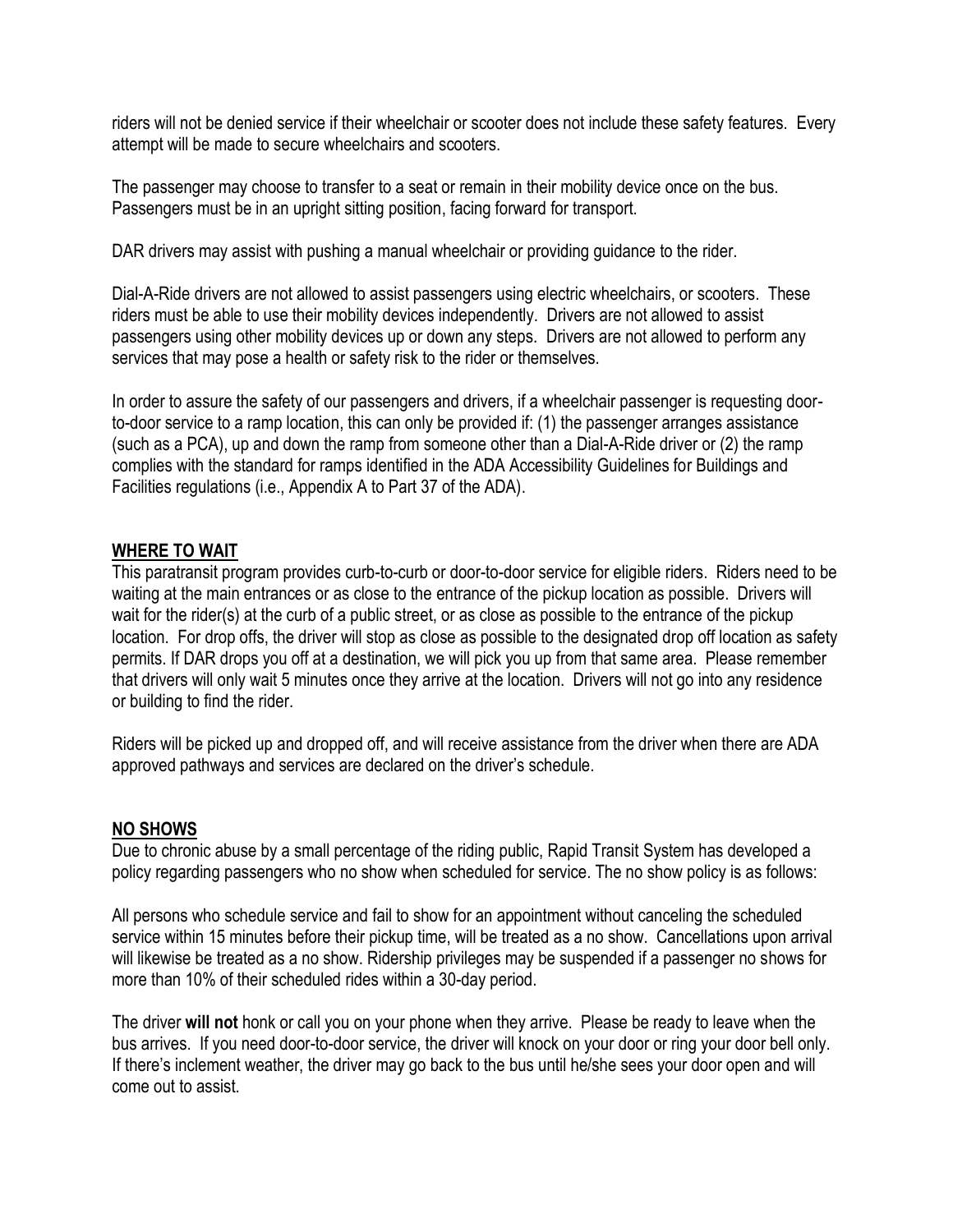riders will not be denied service if their wheelchair or scooter does not include these safety features. Every attempt will be made to secure wheelchairs and scooters.

The passenger may choose to transfer to a seat or remain in their mobility device once on the bus. Passengers must be in an upright sitting position, facing forward for transport.

DAR drivers may assist with pushing a manual wheelchair or providing guidance to the rider.

Dial-A-Ride drivers are not allowed to assist passengers using electric wheelchairs, or scooters. These riders must be able to use their mobility devices independently. Drivers are not allowed to assist passengers using other mobility devices up or down any steps. Drivers are not allowed to perform any services that may pose a health or safety risk to the rider or themselves.

In order to assure the safety of our passengers and drivers, if a wheelchair passenger is requesting door-to-door service to a ramp location, this can only be provided if: (1) the passenger arranges assistance (such as a PCA), up and down the ramp from someone other than a Dial-A-Ride driver or (2) the ramp complies with the standard for ramps identified in the ADA Accessibility Guidelines for Buildings and Facilities regulations (i.e., Appendix A to Part 37 of the ADA).

## WHERE TO WAIT

This paratransit program provides curb-to-curb or door-to-door service for eligible riders. Riders need to be waiting at the main entrances or as close to the entrance of the pickup location as possible. Drivers will wait for the rider(s) at the curb of a public street, or as close as possible to the entrance of the pickup location. For drop offs, the driver will stop as close as possible to the designated drop off location as safety permits. If DAR drops you off at a destination, we will pick you up from that same area. Please remember that drivers will only wait 5 minutes once they arrive at the location. Drivers will not go into any residence or building to find the rider.

Riders will be picked up and dropped off, and will receive assistance from the driver when there are ADA approved pathways and services are declared on the driver's schedule.

## NO SHOWS

Due to chronic abuse by a small percentage of the riding public, Rapid Transit System has developed a policy regarding passengers who no show when scheduled for service. The no show policy is as follows:

All persons who schedule service and fail to show for an appointment without canceling the scheduled service within 15 minutes before their pickup time, will be treated as a no show. Cancellations upon arrival will likewise be treated as a no show. Ridership privileges may be suspended if a passenger no shows for more than 10% of their scheduled rides within a 30-day period.

The driver **will not** honk or call you on your phone when they arrive. Please be ready to leave when the bus arrives. If you need door-to-door service, the driver will knock on your door or ring your door bell only. If there's inclement weather, the driver may go back to the bus until he/she sees your door open and will come out to assist.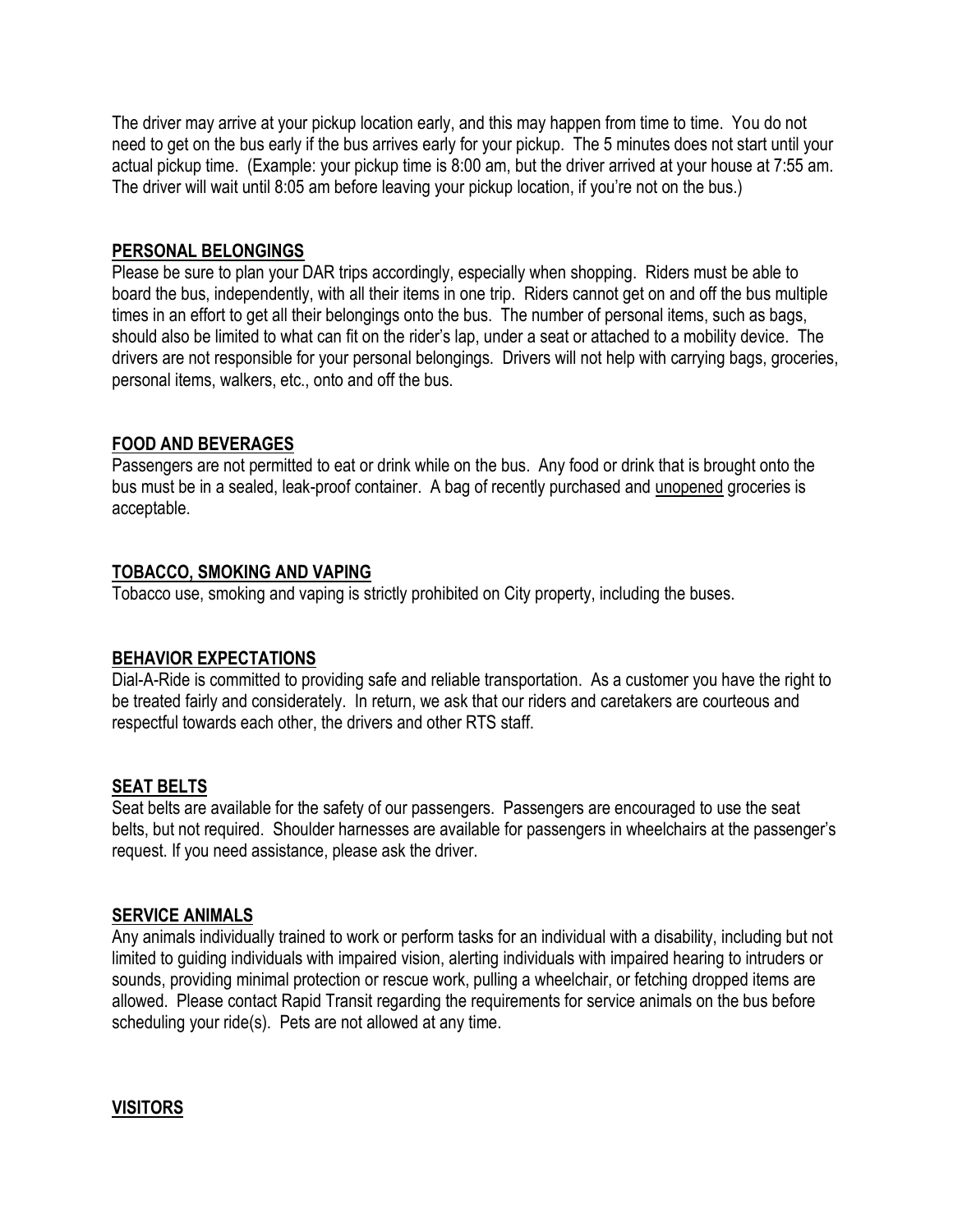The driver may arrive at your pickup location early, and this may happen from time to time. You do not need to get on the bus early if the bus arrives early for your pickup. The 5 minutes does not start until your actual pickup time. (Example: your pickup time is 8:00 am, but the driver arrived at your house at 7:55 am. The driver will wait until 8:05 am before leaving your pickup location, if you're not on the bus.)

## PERSONAL BELONGINGS

Please be sure to plan your DAR trips accordingly, especially when shopping. Riders must be able to board the bus, independently, with all their items in one trip. Riders cannot get on and off the bus multiple times in an effort to get all their belongings onto the bus. The number of personal items, such as bags, should also be limited to what can fit on the rider's lap, under a seat or attached to a mobility device. The drivers are not responsible for your personal belongings. Drivers will not help with carrying bags, groceries, personal items, walkers, etc., onto and off the bus.

## FOOD AND BEVERAGES

Passengers are not permitted to eat or drink while on the bus. Any food or drink that is brought onto the bus must be in a sealed, leak-proof container. A bag of recently purchased and unopened groceries is acceptable.

## TOBACCO, SMOKING AND VAPING

Tobacco use, smoking and vaping is strictly prohibited on City property, including the buses.

## BEHAVIOR EXPECTATIONS

Dial-A-Ride is committed to providing safe and reliable transportation. As a customer you have the right to be treated fairly and considerately. In return, we ask that our riders and caretakers are courteous and respectful towards each other, the drivers and other RTS staff.

## SEAT BELTS

Seat belts are available for the safety of our passengers. Passengers are encouraged to use the seat belts, but not required. Shoulder harnesses are available for passengers in wheelchairs at the passenger's request. If you need assistance, please ask the driver.

## SERVICE ANIMALS

Any animals individually trained to work or perform tasks for an individual with a disability, including but not limited to guiding individuals with impaired vision, alerting individuals with impaired hearing to intruders or sounds, providing minimal protection or rescue work, pulling a wheelchair, or fetching dropped items are allowed. Please contact Rapid Transit regarding the requirements for service animals on the bus before scheduling your ride(s). Pets are not allowed at any time.

## VISITORS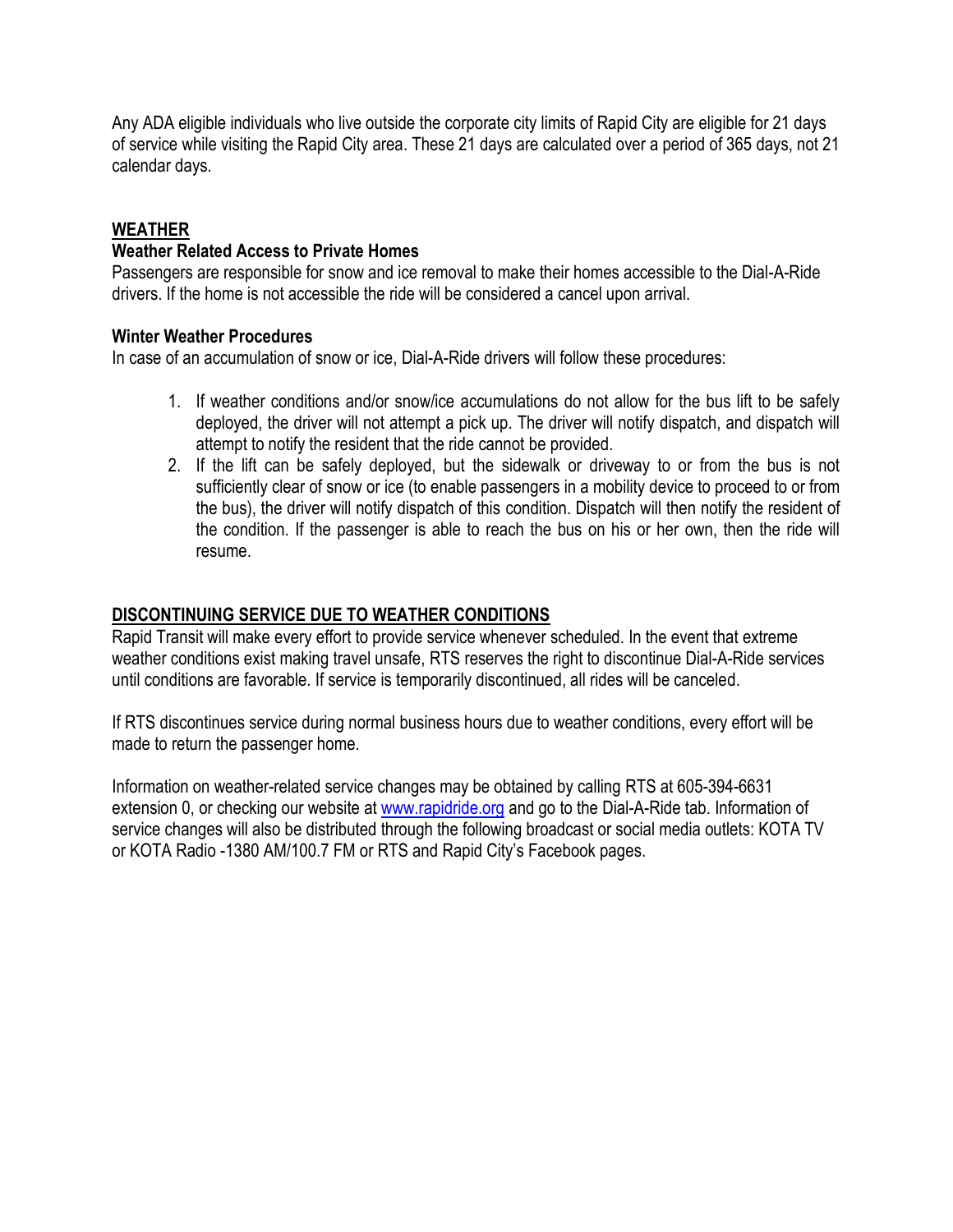Any ADA eligible individuals who live outside the corporate city limits of Rapid City are eligible for 21 days of service while visiting the Rapid City area. These 21 days are calculated over a period of 365 days, not 21 calendar days.

## WEATHER

### Weather Related Access to Private Homes

Passengers are responsible for snow and ice removal to make their homes accessible to the Dial-A-Ride drivers. If the home is not accessible the ride will be considered a cancel upon arrival.

### Winter Weather Procedures

In case of an accumulation of snow or ice, Dial-A-Ride drivers will follow these procedures:

1. If weather conditions and/or snow/ice accumulations do not allow for the bus lift to be safely deployed, the driver will not attempt a pick up. The driver will notify dispatch, and dispatch will attempt to notify the resident that the ride cannot be provided.
2. If the lift can be safely deployed, but the sidewalk or driveway to or from the bus is not sufficiently clear of snow or ice (to enable passengers in a mobility device to proceed to or from the bus), the driver will notify dispatch of this condition. Dispatch will then notify the resident of the condition. If the passenger is able to reach the bus on his or her own, then the ride will resume.

## DISCONTINUING SERVICE DUE TO WEATHER CONDITIONS

Rapid Transit will make every effort to provide service whenever scheduled. In the event that extreme weather conditions exist making travel unsafe, RTS reserves the right to discontinue Dial-A-Ride services until conditions are favorable. If service is temporarily discontinued, all rides will be canceled.

If RTS discontinues service during normal business hours due to weather conditions, every effort will be made to return the passenger home.

Information on weather-related service changes may be obtained by calling RTS at 605-394-6631 extension 0, or checking our website at [www.rapidride.org](http://www.rapidride.org) and go to the Dial-A-Ride tab. Information of service changes will also be distributed through the following broadcast or social media outlets: KOTA TV or KOTA Radio -1380 AM/100.7 FM or RTS and Rapid City's Facebook pages.